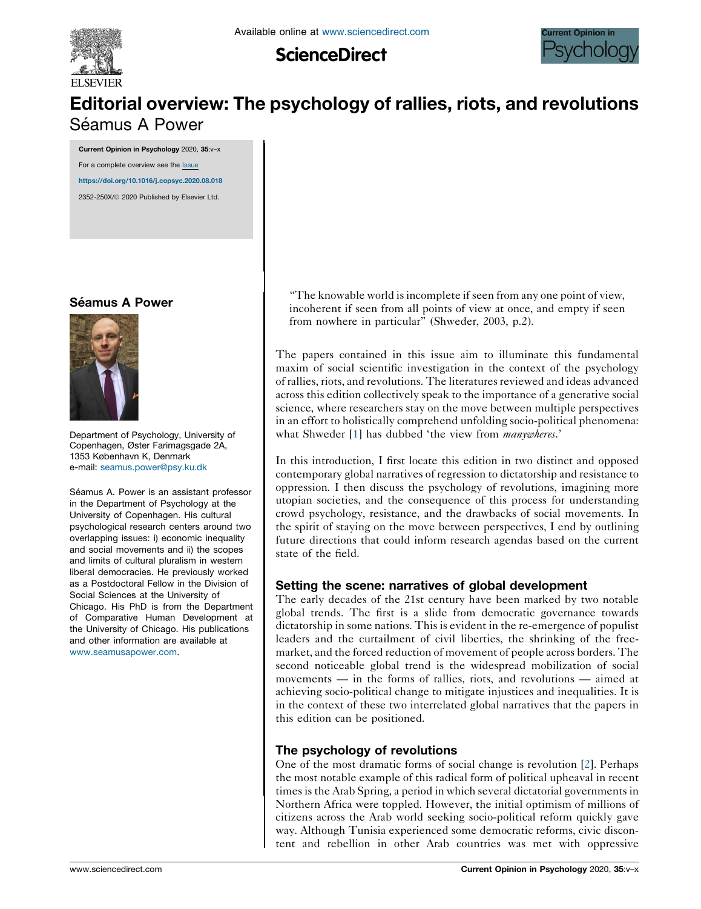# Editorial overview: The psychology of rallies, riots, and revolutions

Séamus A Power

Current Opinion in Psychology 2020, 35:v–x

For a complete overview see the Issue

https://doi.org/10.1016/j.copsyc.2020.08.018

2352-250X/© 2020 Published by Elsevier Ltd.

**Séamus A Power**

Department of Psychology, University of Copenhagen, Øster Farimagsgade 2A, 1353 København K, Denmark
e-mail: seamus.power@psy.ku.dk

Séamus A. Power is an assistant professor in the Department of Psychology at the University of Copenhagen. His cultural psychological research centers around two overlapping issues: i) economic inequality and social movements and ii) the scopes and limits of cultural pluralism in western liberal democracies. He previously worked as a Postdoctoral Fellow in the Division of Social Sciences at the University of Chicago. His PhD is from the Department of Comparative Human Development at the University of Chicago. His publications and other information are available at www.seamusapower.com.

> "The knowable world is incomplete if seen from any one point of view, incoherent if seen from all points of view at once, and empty if seen from nowhere in particular" (Shweder, 2003, p.2).

The papers contained in this issue aim to illuminate this fundamental maxim of social scientific investigation in the context of the psychology of rallies, riots, and revolutions. The literatures reviewed and ideas advanced across this edition collectively speak to the importance of a generative social science, where researchers stay on the move between multiple perspectives in an effort to holistically comprehend unfolding socio-political phenomena: what Shweder [1] has dubbed 'the view from *manywheres*.'

In this introduction, I first locate this edition in two distinct and opposed contemporary global narratives of regression to dictatorship and resistance to oppression. I then discuss the psychology of revolutions, imagining more utopian societies, and the consequence of this process for understanding crowd psychology, resistance, and the drawbacks of social movements. In the spirit of staying on the move between perspectives, I end by outlining future directions that could inform research agendas based on the current state of the field.

## Setting the scene: narratives of global development

The early decades of the 21st century have been marked by two notable global trends. The first is a slide from democratic governance towards dictatorship in some nations. This is evident in the re-emergence of populist leaders and the curtailment of civil liberties, the shrinking of the free-market, and the forced reduction of movement of people across borders. The second noticeable global trend is the widespread mobilization of social movements — in the forms of rallies, riots, and revolutions — aimed at achieving socio-political change to mitigate injustices and inequalities. It is in the context of these two interrelated global narratives that the papers in this edition can be positioned.

## The psychology of revolutions

One of the most dramatic forms of social change is revolution [2]. Perhaps the most notable example of this radical form of political upheaval in recent times is the Arab Spring, a period in which several dictatorial governments in Northern Africa were toppled. However, the initial optimism of millions of citizens across the Arab world seeking socio-political reform quickly gave way. Although Tunisia experienced some democratic reforms, civic discontent and rebellion in other Arab countries was met with oppressive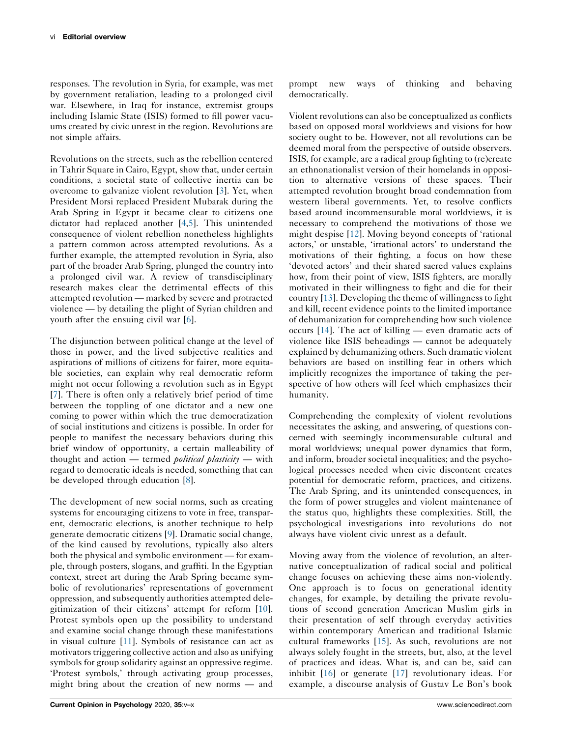responses. The revolution in Syria, for example, was met by government retaliation, leading to a prolonged civil war. Elsewhere, in Iraq for instance, extremist groups including Islamic State (ISIS) formed to fill power vacuums created by civic unrest in the region. Revolutions are not simple affairs.

Revolutions on the streets, such as the rebellion centered in Tahrir Square in Cairo, Egypt, show that, under certain conditions, a societal state of collective inertia can be overcome to galvanize violent revolution [3]. Yet, when President Morsi replaced President Mubarak during the Arab Spring in Egypt it became clear to citizens one dictator had replaced another [4,5]. This unintended consequence of violent rebellion nonetheless highlights a pattern common across attempted revolutions. As a further example, the attempted revolution in Syria, also part of the broader Arab Spring, plunged the country into a prolonged civil war. A review of transdisciplinary research makes clear the detrimental effects of this attempted revolution — marked by severe and protracted violence — by detailing the plight of Syrian children and youth after the ensuing civil war [6].

The disjunction between political change at the level of those in power, and the lived subjective realities and aspirations of millions of citizens for fairer, more equitable societies, can explain why real democratic reform might not occur following a revolution such as in Egypt [7]. There is often only a relatively brief period of time between the toppling of one dictator and a new one coming to power within which the true democratization of social institutions and citizens is possible. In order for people to manifest the necessary behaviors during this brief window of opportunity, a certain malleability of thought and action — termed *political plasticity* — with regard to democratic ideals is needed, something that can be developed through education [8].

The development of new social norms, such as creating systems for encouraging citizens to vote in free, transparent, democratic elections, is another technique to help generate democratic citizens [9]. Dramatic social change, of the kind caused by revolutions, typically also alters both the physical and symbolic environment — for example, through posters, slogans, and graffiti. In the Egyptian context, street art during the Arab Spring became symbolic of revolutionaries' representations of government oppression, and subsequently authorities attempted delegitimization of their citizens' attempt for reform [10]. Protest symbols open up the possibility to understand and examine social change through these manifestations in visual culture [11]. Symbols of resistance can act as motivators triggering collective action and also as unifying symbols for group solidarity against an oppressive regime. 'Protest symbols,' through activating group processes, might bring about the creation of new norms — and prompt new ways of thinking and behaving democratically.

Violent revolutions can also be conceptualized as conflicts based on opposed moral worldviews and visions for how society ought to be. However, not all revolutions can be deemed moral from the perspective of outside observers. ISIS, for example, are a radical group fighting to (re)create an ethnonationalist version of their homelands in opposition to alternative versions of these spaces. Their attempted revolution brought broad condemnation from western liberal governments. Yet, to resolve conflicts based around incommensurable moral worldviews, it is necessary to comprehend the motivations of those we might despise [12]. Moving beyond concepts of 'rational actors,' or unstable, 'irrational actors' to understand the motivations of their fighting, a focus on how these 'devoted actors' and their shared sacred values explains how, from their point of view, ISIS fighters, are morally motivated in their willingness to fight and die for their country [13]. Developing the theme of willingness to fight and kill, recent evidence points to the limited importance of dehumanization for comprehending how such violence occurs [14]. The act of killing — even dramatic acts of violence like ISIS beheadings — cannot be adequately explained by dehumanizing others. Such dramatic violent behaviors are based on instilling fear in others which implicitly recognizes the importance of taking the perspective of how others will feel which emphasizes their humanity.

Comprehending the complexity of violent revolutions necessitates the asking, and answering, of questions concerned with seemingly incommensurable cultural and moral worldviews; unequal power dynamics that form, and inform, broader societal inequalities; and the psychological processes needed when civic discontent creates potential for democratic reform, practices, and citizens. The Arab Spring, and its unintended consequences, in the form of power struggles and violent maintenance of the status quo, highlights these complexities. Still, the psychological investigations into revolutions do not always have violent civic unrest as a default.

Moving away from the violence of revolution, an alternative conceptualization of radical social and political change focuses on achieving these aims non-violently. One approach is to focus on generational identity changes, for example, by detailing the private revolutions of second generation American Muslim girls in their presentation of self through everyday activities within contemporary American and traditional Islamic cultural frameworks [15]. As such, revolutions are not always solely fought in the streets, but, also, at the level of practices and ideas. What is, and can be, said can inhibit [16] or generate [17] revolutionary ideas. For example, a discourse analysis of Gustav Le Bon's book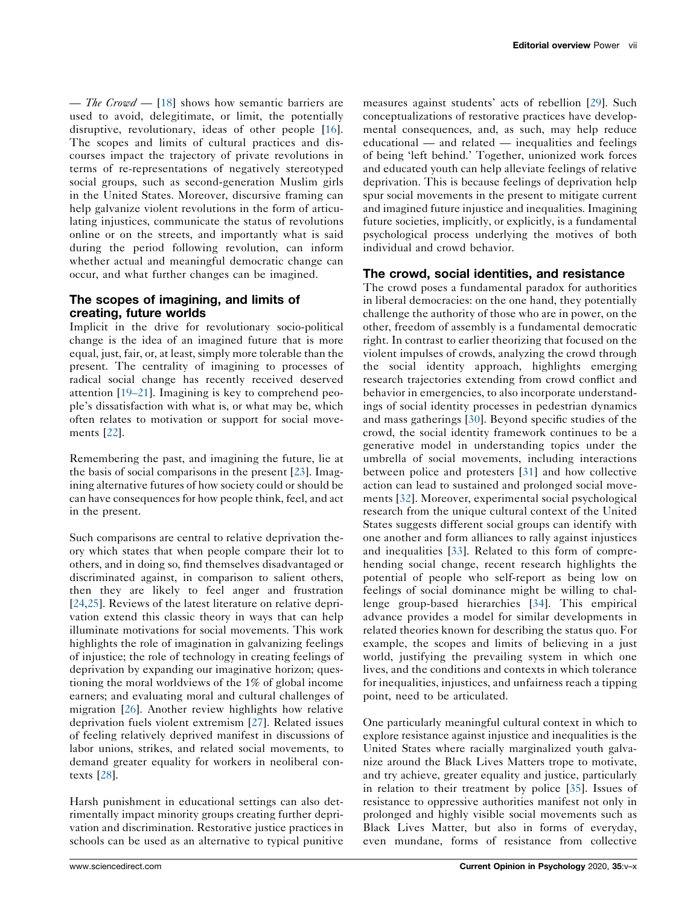— *The Crowd* — [18] shows how semantic barriers are used to avoid, delegitimate, or limit, the potentially disruptive, revolutionary, ideas of other people [16]. The scopes and limits of cultural practices and discourses impact the trajectory of private revolutions in terms of re-representations of negatively stereotyped social groups, such as second-generation Muslim girls in the United States. Moreover, discursive framing can help galvanize violent revolutions in the form of articulating injustices, communicate the status of revolutions online or on the streets, and importantly what is said during the period following revolution, can inform whether actual and meaningful democratic change can occur, and what further changes can be imagined.

## The scopes of imagining, and limits of creating, future worlds

Implicit in the drive for revolutionary socio-political change is the idea of an imagined future that is more equal, just, fair, or, at least, simply more tolerable than the present. The centrality of imagining to processes of radical social change has recently received deserved attention [19–21]. Imagining is key to comprehend people's dissatisfaction with what is, or what may be, which often relates to motivation or support for social movements [22].

Remembering the past, and imagining the future, lie at the basis of social comparisons in the present [23]. Imagining alternative futures of how society could or should be can have consequences for how people think, feel, and act in the present.

Such comparisons are central to relative deprivation theory which states that when people compare their lot to others, and in doing so, find themselves disadvantaged or discriminated against, in comparison to salient others, then they are likely to feel anger and frustration [24,25]. Reviews of the latest literature on relative deprivation extend this classic theory in ways that can help illuminate motivations for social movements. This work highlights the role of imagination in galvanizing feelings of injustice; the role of technology in creating feelings of deprivation by expanding our imaginative horizon; questioning the moral worldviews of the 1% of global income earners; and evaluating moral and cultural challenges of migration [26]. Another review highlights how relative deprivation fuels violent extremism [27]. Related issues of feeling relatively deprived manifest in discussions of labor unions, strikes, and related social movements, to demand greater equality for workers in neoliberal contexts [28].

Harsh punishment in educational settings can also detrimentally impact minority groups creating further deprivation and discrimination. Restorative justice practices in schools can be used as an alternative to typical punitive measures against students' acts of rebellion [29]. Such conceptualizations of restorative practices have developmental consequences, and, as such, may help reduce educational — and related — inequalities and feelings of being 'left behind.' Together, unionized work forces and educated youth can help alleviate feelings of relative deprivation. This is because feelings of deprivation help spur social movements in the present to mitigate current and imagined future injustice and inequalities. Imagining future societies, implicitly, or explicitly, is a fundamental psychological process underlying the motives of both individual and crowd behavior.

## The crowd, social identities, and resistance

The crowd poses a fundamental paradox for authorities in liberal democracies: on the one hand, they potentially challenge the authority of those who are in power, on the other, freedom of assembly is a fundamental democratic right. In contrast to earlier theorizing that focused on the violent impulses of crowds, analyzing the crowd through the social identity approach, highlights emerging research trajectories extending from crowd conflict and behavior in emergencies, to also incorporate understandings of social identity processes in pedestrian dynamics and mass gatherings [30]. Beyond specific studies of the crowd, the social identity framework continues to be a generative model in understanding topics under the umbrella of social movements, including interactions between police and protesters [31] and how collective action can lead to sustained and prolonged social movements [32]. Moreover, experimental social psychological research from the unique cultural context of the United States suggests different social groups can identify with one another and form alliances to rally against injustices and inequalities [33]. Related to this form of comprehending social change, recent research highlights the potential of people who self-report as being low on feelings of social dominance might be willing to challenge group-based hierarchies [34]. This empirical advance provides a model for similar developments in related theories known for describing the status quo. For example, the scopes and limits of believing in a just world, justifying the prevailing system in which one lives, and the conditions and contexts in which tolerance for inequalities, injustices, and unfairness reach a tipping point, need to be articulated.

One particularly meaningful cultural context in which to explore resistance against injustice and inequalities is the United States where racially marginalized youth galvanize around the Black Lives Matters trope to motivate, and try achieve, greater equality and justice, particularly in relation to their treatment by police [35]. Issues of resistance to oppressive authorities manifest not only in prolonged and highly visible social movements such as Black Lives Matter, but also in forms of everyday, even mundane, forms of resistance from collective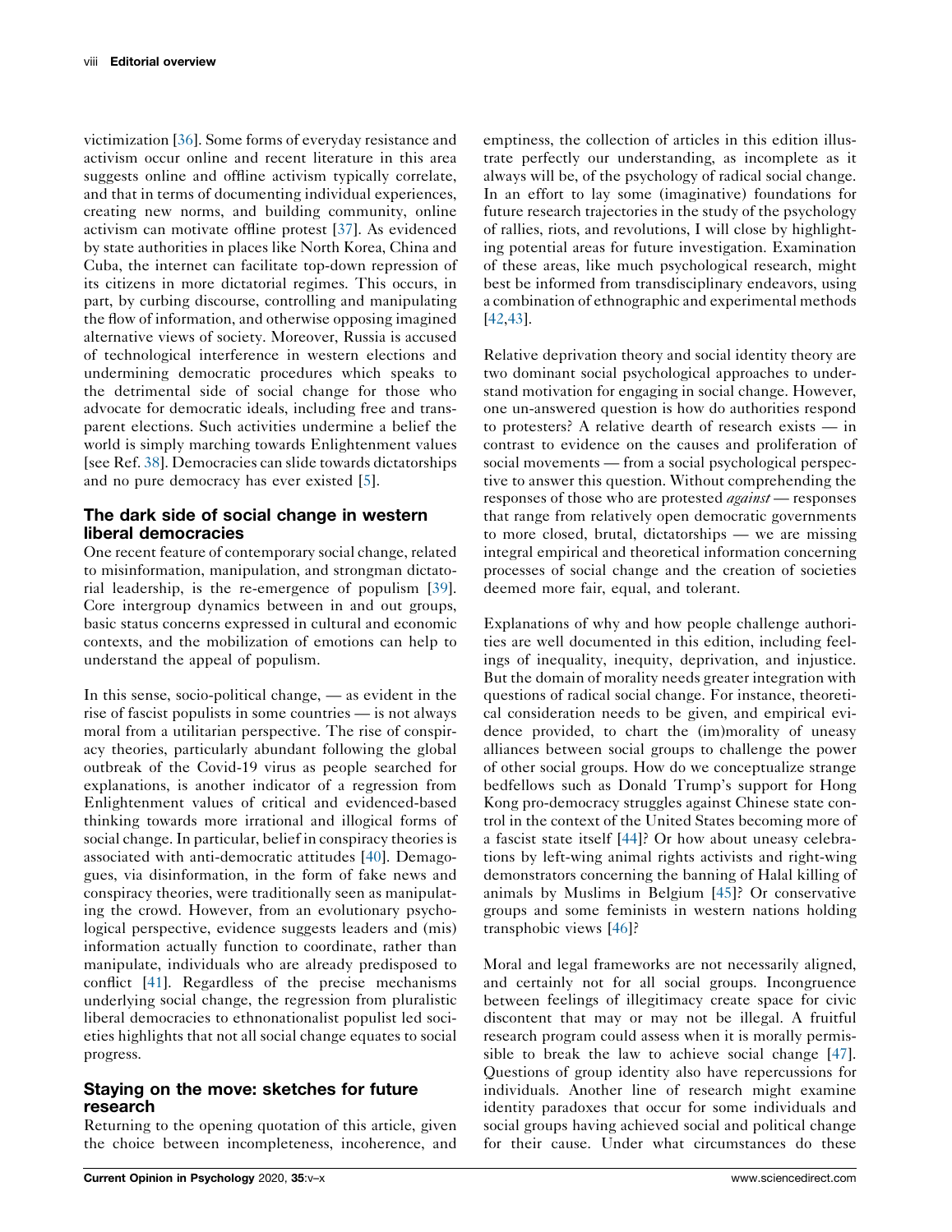victimization [36]. Some forms of everyday resistance and activism occur online and recent literature in this area suggests online and offline activism typically correlate, and that in terms of documenting individual experiences, creating new norms, and building community, online activism can motivate offline protest [37]. As evidenced by state authorities in places like North Korea, China and Cuba, the internet can facilitate top-down repression of its citizens in more dictatorial regimes. This occurs, in part, by curbing discourse, controlling and manipulating the flow of information, and otherwise opposing imagined alternative views of society. Moreover, Russia is accused of technological interference in western elections and undermining democratic procedures which speaks to the detrimental side of social change for those who advocate for democratic ideals, including free and transparent elections. Such activities undermine a belief the world is simply marching towards Enlightenment values [see Ref. 38]. Democracies can slide towards dictatorships and no pure democracy has ever existed [5].

## The dark side of social change in western liberal democracies

One recent feature of contemporary social change, related to misinformation, manipulation, and strongman dictatorial leadership, is the re-emergence of populism [39]. Core intergroup dynamics between in and out groups, basic status concerns expressed in cultural and economic contexts, and the mobilization of emotions can help to understand the appeal of populism.

In this sense, socio-political change, — as evident in the rise of fascist populists in some countries — is not always moral from a utilitarian perspective. The rise of conspiracy theories, particularly abundant following the global outbreak of the Covid-19 virus as people searched for explanations, is another indicator of a regression from Enlightenment values of critical and evidenced-based thinking towards more irrational and illogical forms of social change. In particular, belief in conspiracy theories is associated with anti-democratic attitudes [40]. Demagogues, via disinformation, in the form of fake news and conspiracy theories, were traditionally seen as manipulating the crowd. However, from an evolutionary psychological perspective, evidence suggests leaders and (mis) information actually function to coordinate, rather than manipulate, individuals who are already predisposed to conflict [41]. Regardless of the precise mechanisms underlying social change, the regression from pluralistic liberal democracies to ethnonationalist populist led societies highlights that not all social change equates to social progress.

## Staying on the move: sketches for future research

Returning to the opening quotation of this article, given the choice between incompleteness, incoherence, and emptiness, the collection of articles in this edition illustrate perfectly our understanding, as incomplete as it always will be, of the psychology of radical social change. In an effort to lay some (imaginative) foundations for future research trajectories in the study of the psychology of rallies, riots, and revolutions, I will close by highlighting potential areas for future investigation. Examination of these areas, like much psychological research, might best be informed from transdisciplinary endeavors, using a combination of ethnographic and experimental methods [42,43].

Relative deprivation theory and social identity theory are two dominant social psychological approaches to understand motivation for engaging in social change. However, one un-answered question is how do authorities respond to protesters? A relative dearth of research exists — in contrast to evidence on the causes and proliferation of social movements — from a social psychological perspective to answer this question. Without comprehending the responses of those who are protested *against* — responses that range from relatively open democratic governments to more closed, brutal, dictatorships — we are missing integral empirical and theoretical information concerning processes of social change and the creation of societies deemed more fair, equal, and tolerant.

Explanations of why and how people challenge authorities are well documented in this edition, including feelings of inequality, inequity, deprivation, and injustice. But the domain of morality needs greater integration with questions of radical social change. For instance, theoretical consideration needs to be given, and empirical evidence provided, to chart the (im)morality of uneasy alliances between social groups to challenge the power of other social groups. How do we conceptualize strange bedfellows such as Donald Trump's support for Hong Kong pro-democracy struggles against Chinese state control in the context of the United States becoming more of a fascist state itself [44]? Or how about uneasy celebrations by left-wing animal rights activists and right-wing demonstrators concerning the banning of Halal killing of animals by Muslims in Belgium [45]? Or conservative groups and some feminists in western nations holding transphobic views [46]?

Moral and legal frameworks are not necessarily aligned, and certainly not for all social groups. Incongruence between feelings of illegitimacy create space for civic discontent that may or may not be illegal. A fruitful research program could assess when it is morally permissible to break the law to achieve social change [47]. Questions of group identity also have repercussions for individuals. Another line of research might examine identity paradoxes that occur for some individuals and social groups having achieved social and political change for their cause. Under what circumstances do these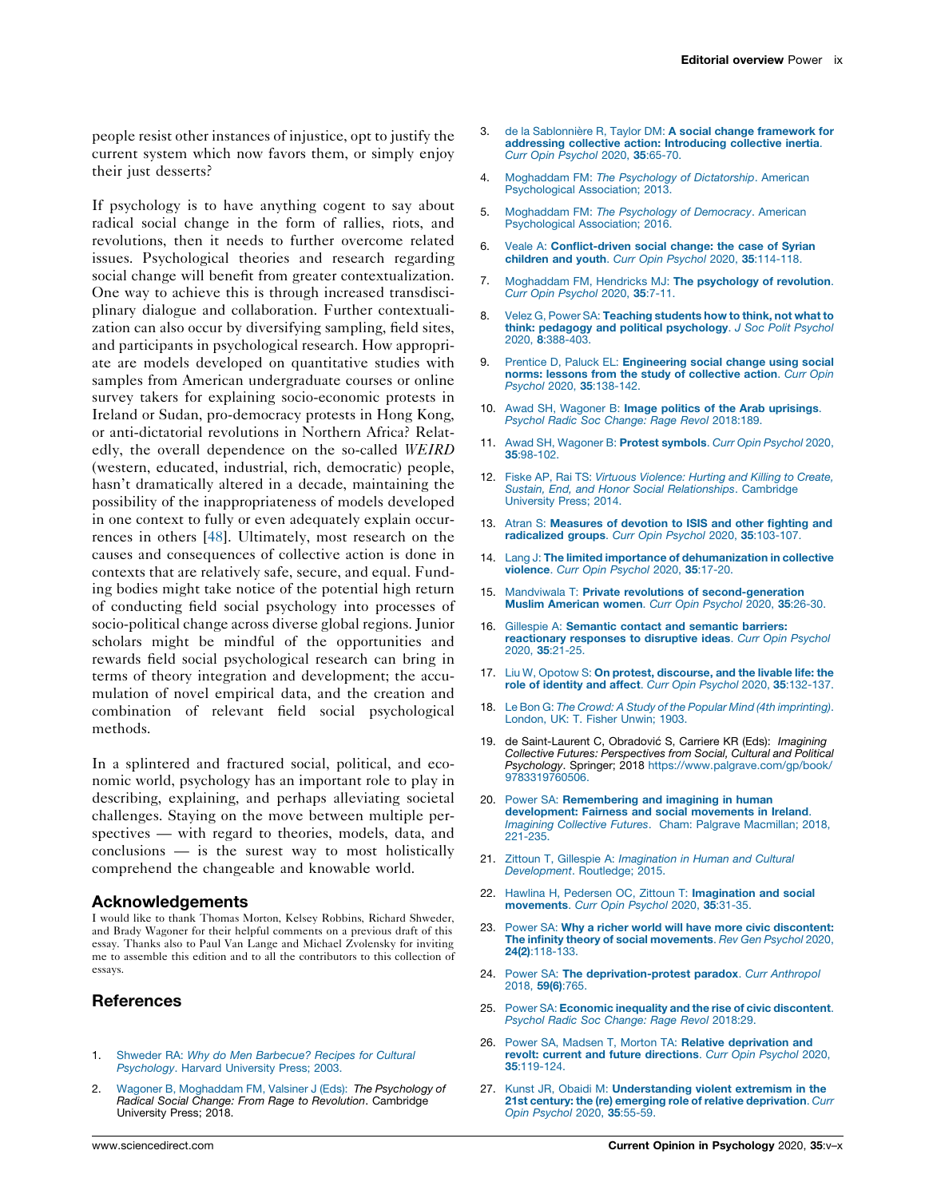people resist other instances of injustice, opt to justify the current system which now favors them, or simply enjoy their just desserts?

If psychology is to have anything cogent to say about radical social change in the form of rallies, riots, and revolutions, then it needs to further overcome related issues. Psychological theories and research regarding social change will benefit from greater contextualization. One way to achieve this is through increased transdisciplinary dialogue and collaboration. Further contextualization can also occur by diversifying sampling, field sites, and participants in psychological research. How appropriate are models developed on quantitative studies with samples from American undergraduate courses or online survey takers for explaining socio-economic protests in Ireland or Sudan, pro-democracy protests in Hong Kong, or anti-dictatorial revolutions in Northern Africa? Relatedly, the overall dependence on the so-called *WEIRD* (western, educated, industrial, rich, democratic) people, hasn't dramatically altered in a decade, maintaining the possibility of the inappropriateness of models developed in one context to fully or even adequately explain occurrences in others [48]. Ultimately, most research on the causes and consequences of collective action is done in contexts that are relatively safe, secure, and equal. Funding bodies might take notice of the potential high return of conducting field social psychology into processes of socio-political change across diverse global regions. Junior scholars might be mindful of the opportunities and rewards field social psychological research can bring in terms of theory integration and development; the accumulation of novel empirical data, and the creation and combination of relevant field social psychological methods.

In a splintered and fractured social, political, and economic world, psychology has an important role to play in describing, explaining, and perhaps alleviating societal challenges. Staying on the move between multiple perspectives — with regard to theories, models, data, and conclusions — is the surest way to most holistically comprehend the changeable and knowable world.

## Acknowledgements

I would like to thank Thomas Morton, Kelsey Robbins, Richard Shweder, and Brady Wagoner for their helpful comments on a previous draft of this essay. Thanks also to Paul Van Lange and Michael Zvolensky for inviting me to assemble this edition and to all the contributors to this collection of essays.

## References

1. Shweder RA: *Why do Men Barbecue? Recipes for Cultural Psychology*. Harvard University Press; 2003.
2. Wagoner B, Moghaddam FM, Valsiner J (Eds): *The Psychology of Radical Social Change: From Rage to Revolution*. Cambridge University Press; 2018.
3. de la Sablonnière R, Taylor DM: **A social change framework for addressing collective action: Introducing collective inertia**. *Curr Opin Psychol* 2020, **35**:65-70.
4. Moghaddam FM: *The Psychology of Dictatorship*. American Psychological Association; 2013.
5. Moghaddam FM: *The Psychology of Democracy*. American Psychological Association; 2016.
6. Veale A: **Conflict-driven social change: the case of Syrian children and youth**. *Curr Opin Psychol* 2020, **35**:114-118.
7. Moghaddam FM, Hendricks MJ: **The psychology of revolution**. *Curr Opin Psychol* 2020, **35**:7-11.
8. Velez G, Power SA: **Teaching students how to think, not what to think: pedagogy and political psychology**. *J Soc Polit Psychol* 2020, **8**:388-403.
9. Prentice D, Paluck EL: **Engineering social change using social norms: lessons from the study of collective action**. *Curr Opin Psychol* 2020, **35**:138-142.
10. Awad SH, Wagoner B: **Image politics of the Arab uprisings**. *Psychol Radic Soc Change: Rage Revol* 2018:189.
11. Awad SH, Wagoner B: **Protest symbols**. *Curr Opin Psychol* 2020, **35**:98-102.
12. Fiske AP, Rai TS: *Virtuous Violence: Hurting and Killing to Create, Sustain, End, and Honor Social Relationships*. Cambridge University Press; 2014.
13. Atran S: **Measures of devotion to ISIS and other fighting and radicalized groups**. *Curr Opin Psychol* 2020, **35**:103-107.
14. Lang J: **The limited importance of dehumanization in collective violence**. *Curr Opin Psychol* 2020, **35**:17-20.
15. Mandviwala T: **Private revolutions of second-generation Muslim American women**. *Curr Opin Psychol* 2020, **35**:26-30.
16. Gillespie A: **Semantic contact and semantic barriers: reactionary responses to disruptive ideas**. *Curr Opin Psychol* 2020, **35**:21-25.
17. Liu W, Opotow S: **On protest, discourse, and the livable life: the role of identity and affect**. *Curr Opin Psychol* 2020, **35**:132-137.
18. Le Bon G: *The Crowd: A Study of the Popular Mind (4th imprinting)*. London, UK: T. Fisher Unwin; 1903.
19. de Saint-Laurent C, Obradović S, Carriere KR (Eds): *Imagining Collective Futures: Perspectives from Social, Cultural and Political Psychology*. Springer; 2018 https://www.palgrave.com/gp/book/9783319760506.
20. Power SA: **Remembering and imagining in human development: Fairness and social movements in Ireland**. *Imagining Collective Futures*. Cham: Palgrave Macmillan; 2018, 221-235.
21. Zittoun T, Gillespie A: *Imagination in Human and Cultural Development*. Routledge; 2015.
22. Hawlina H, Pedersen OC, Zittoun T: **Imagination and social movements**. *Curr Opin Psychol* 2020, **35**:31-35.
23. Power SA: **Why a richer world will have more civic discontent: The infinity theory of social movements**. *Rev Gen Psychol* 2020, **24(2)**:118-133.
24. Power SA: **The deprivation-protest paradox**. *Curr Anthropol* 2018, **59(6)**:765.
25. Power SA: **Economic inequality and the rise of civic discontent**. *Psychol Radic Soc Change: Rage Revol* 2018:29.
26. Power SA, Madsen T, Morton TA: **Relative deprivation and revolt: current and future directions**. *Curr Opin Psychol* 2020, **35**:119-124.
27. Kunst JR, Obaidi M: **Understanding violent extremism in the 21st century: the (re) emerging role of relative deprivation**. *Curr Opin Psychol* 2020, **35**:55-59.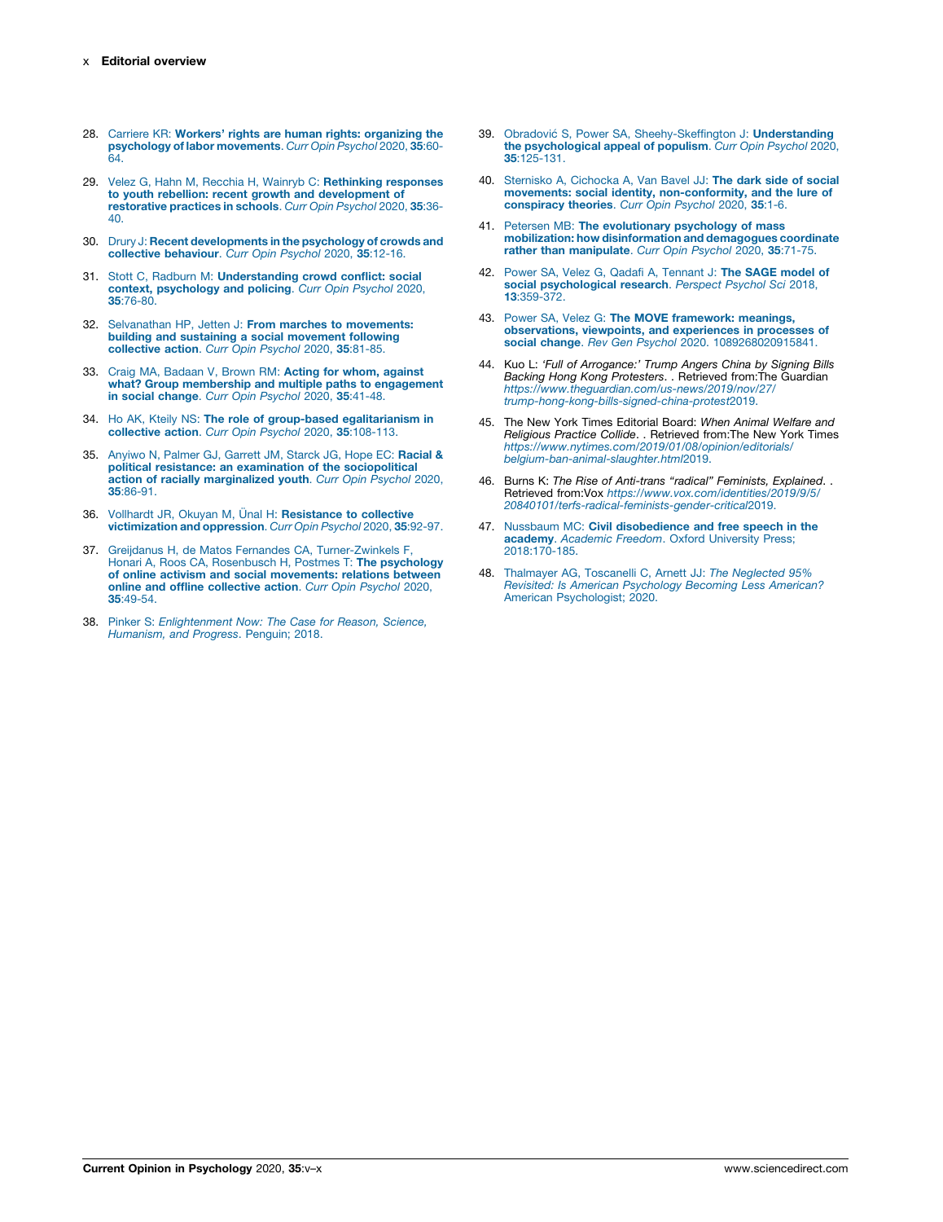28. Carriere KR: **Workers' rights are human rights: organizing the psychology of labor movements**. *Curr Opin Psychol* 2020, **35**:60-64.

29. Velez G, Hahn M, Recchia H, Wainryb C: **Rethinking responses to youth rebellion: recent growth and development of restorative practices in schools**. *Curr Opin Psychol* 2020, **35**:36-40.

30. Drury J: **Recent developments in the psychology of crowds and collective behaviour**. *Curr Opin Psychol* 2020, **35**:12-16.

31. Stott C, Radburn M: **Understanding crowd conflict: social context, psychology and policing**. *Curr Opin Psychol* 2020, **35**:76-80.

32. Selvanathan HP, Jetten J: **From marches to movements: building and sustaining a social movement following collective action**. *Curr Opin Psychol* 2020, **35**:81-85.

33. Craig MA, Badaan V, Brown RM: **Acting for whom, against what? Group membership and multiple paths to engagement in social change**. *Curr Opin Psychol* 2020, **35**:41-48.

34. Ho AK, Kteily NS: **The role of group-based egalitarianism in collective action**. *Curr Opin Psychol* 2020, **35**:108-113.

35. Anyiwo N, Palmer GJ, Garrett JM, Starck JG, Hope EC: **Racial & political resistance: an examination of the sociopolitical action of racially marginalized youth**. *Curr Opin Psychol* 2020, **35**:86-91.

36. Vollhardt JR, Okuyan M, Ünal H: **Resistance to collective victimization and oppression**. *Curr Opin Psychol* 2020, **35**:92-97.

37. Greijdanus H, de Matos Fernandes CA, Turner-Zwinkels F, Honari A, Roos CA, Rosenbusch H, Postmes T: **The psychology of online activism and social movements: relations between online and offline collective action**. *Curr Opin Psychol* 2020, **35**:49-54.

38. Pinker S: *Enlightenment Now: The Case for Reason, Science, Humanism, and Progress*. Penguin; 2018.

39. Obradović S, Power SA, Sheehy-Skeffington J: **Understanding the psychological appeal of populism**. *Curr Opin Psychol* 2020, **35**:125-131.

40. Sternisko A, Cichocka A, Van Bavel JJ: **The dark side of social movements: social identity, non-conformity, and the lure of conspiracy theories**. *Curr Opin Psychol* 2020, **35**:1-6.

41. Petersen MB: **The evolutionary psychology of mass mobilization: how disinformation and demagogues coordinate rather than manipulate**. *Curr Opin Psychol* 2020, **35**:71-75.

42. Power SA, Velez G, Qadafi A, Tennant J: **The SAGE model of social psychological research**. *Perspect Psychol Sci* 2018, **13**:359-372.

43. Power SA, Velez G: **The MOVE framework: meanings, observations, viewpoints, and experiences in processes of social change**. *Rev Gen Psychol* 2020. 1089268020915841.

44. Kuo L: *'Full of Arrogance:' Trump Angers China by Signing Bills Backing Hong Kong Protesters*. . Retrieved from:The Guardian *https://www.theguardian.com/us-news/2019/nov/27/trump-hong-kong-bills-signed-china-protest*2019.

45. The New York Times Editorial Board: *When Animal Welfare and Religious Practice Collide*. . Retrieved from:The New York Times *https://www.nytimes.com/2019/01/08/opinion/editorials/belgium-ban-animal-slaughter.html*2019.

46. Burns K: *The Rise of Anti-trans "radical" Feminists, Explained*. . Retrieved from:Vox *https://www.vox.com/identities/2019/9/5/20840101/terfs-radical-feminists-gender-critical*2019.

47. Nussbaum MC: **Civil disobedience and free speech in the academy**. *Academic Freedom*. Oxford University Press; 2018:170-185.

48. Thalmayer AG, Toscanelli C, Arnett JJ: *The Neglected 95% Revisited: Is American Psychology Becoming Less American?* American Psychologist; 2020.